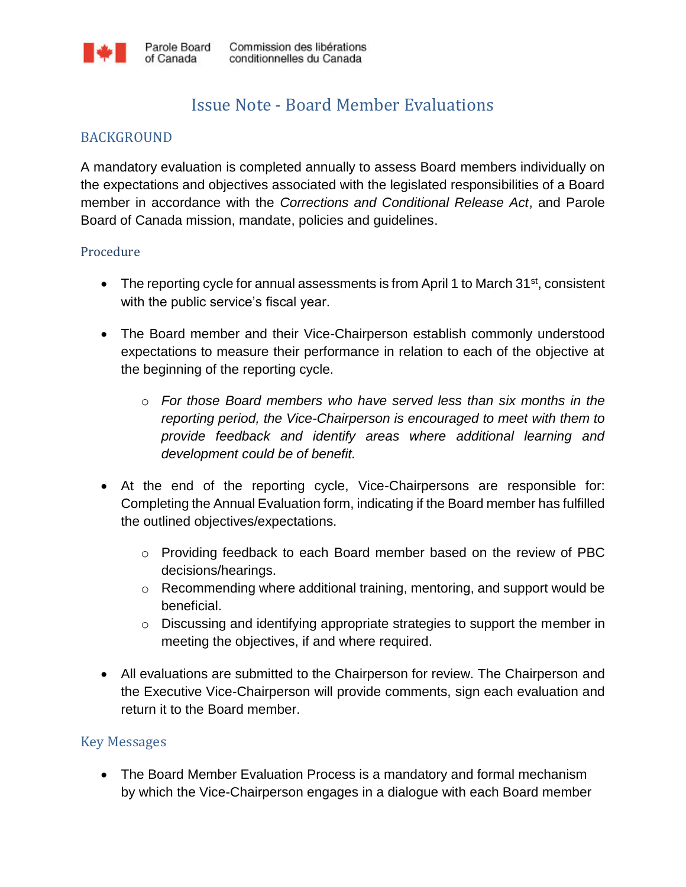Parole Board of Canada | Commission des libérations conditionnelles du Canada

# Issue Note - Board Member Evaluations

## BACKGROUND

A mandatory evaluation is completed annually to assess Board members individually on the expectations and objectives associated with the legislated responsibilities of a Board member in accordance with the *Corrections and Conditional Release Act*, and Parole Board of Canada mission, mandate, policies and guidelines.

### Procedure

- The reporting cycle for annual assessments is from April 1 to March 31st, consistent with the public service's fiscal year.

- The Board member and their Vice-Chairperson establish commonly understood expectations to measure their performance in relation to each of the objective at the beginning of the reporting cycle.

  - *For those Board members who have served less than six months in the reporting period, the Vice-Chairperson is encouraged to meet with them to provide feedback and identify areas where additional learning and development could be of benefit.*

- At the end of the reporting cycle, Vice-Chairpersons are responsible for: Completing the Annual Evaluation form, indicating if the Board member has fulfilled the outlined objectives/expectations.

  - Providing feedback to each Board member based on the review of PBC decisions/hearings.
  - Recommending where additional training, mentoring, and support would be beneficial.
  - Discussing and identifying appropriate strategies to support the member in meeting the objectives, if and where required.

- All evaluations are submitted to the Chairperson for review. The Chairperson and the Executive Vice-Chairperson will provide comments, sign each evaluation and return it to the Board member.

### Key Messages

- The Board Member Evaluation Process is a mandatory and formal mechanism by which the Vice-Chairperson engages in a dialogue with each Board member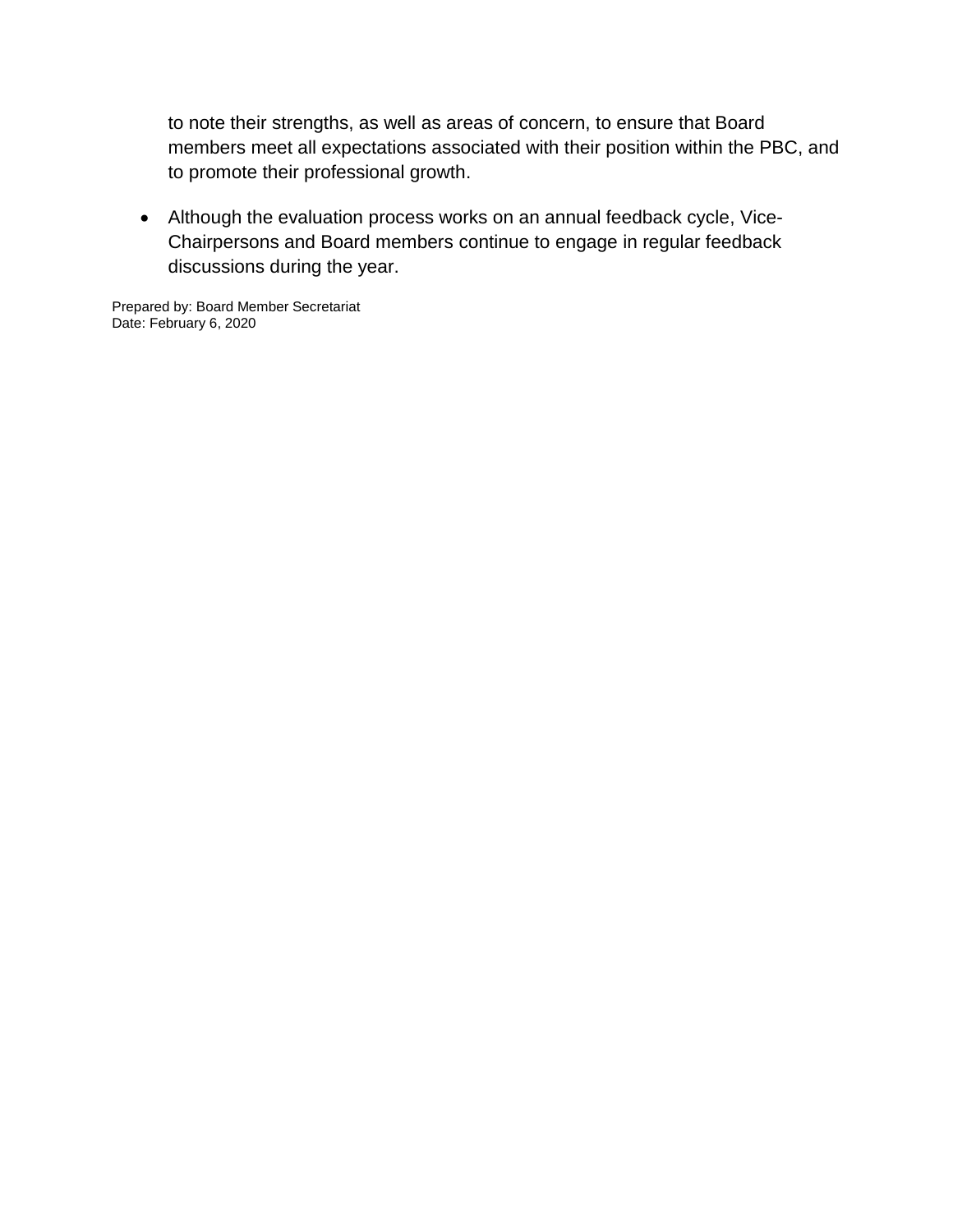to note their strengths, as well as areas of concern, to ensure that Board members meet all expectations associated with their position within the PBC, and to promote their professional growth.

- Although the evaluation process works on an annual feedback cycle, Vice-Chairpersons and Board members continue to engage in regular feedback discussions during the year.

Prepared by: Board Member Secretariat
Date: February 6, 2020